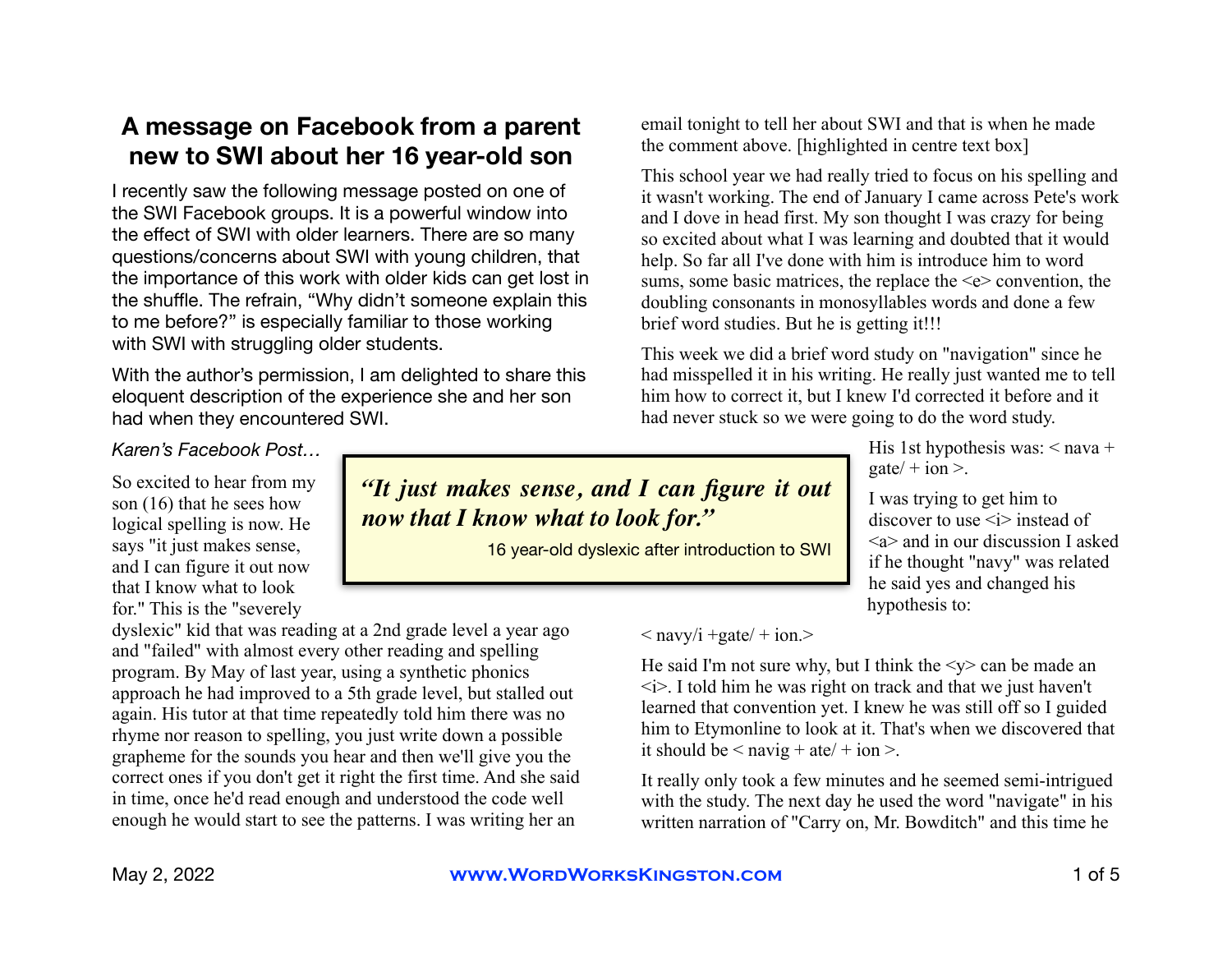# A message on Facebook from a parent new to SWI about her 16 year-old son

I recently saw the following message posted on one of the SWI Facebook groups. It is a powerful window into the effect of SWI with older learners. There are so many questions/concerns about SWI with young children, that the importance of this work with older kids can get lost in the shuffle. The refrain, "Why didn't someone explain this to me before?" is especially familiar to those working with SWI with struggling older students.

With the author's permission, I am delighted to share this eloquent description of the experience she and her son had when they encountered SWI.

*Karen's Facebook Post…*

> ***"It just makes sense, and I can figure it out now that I know what to look for."***
>
> 16 year-old dyslexic after introduction to SWI

So excited to hear from my son (16) that he sees how logical spelling is now. He says "it just makes sense, and I can figure it out now that I know what to look for." This is the "severely dyslexic" kid that was reading at a 2nd grade level a year ago and "failed" with almost every other reading and spelling program. By May of last year, using a synthetic phonics approach he had improved to a 5th grade level, but stalled out again. His tutor at that time repeatedly told him there was no rhyme nor reason to spelling, you just write down a possible grapheme for the sounds you hear and then we'll give you the correct ones if you don't get it right the first time. And she said in time, once he'd read enough and understood the code well enough he would start to see the patterns. I was writing her an email tonight to tell her about SWI and that is when he made the comment above. [highlighted in centre text box]

This school year we had really tried to focus on his spelling and it wasn't working. The end of January I came across Pete's work and I dove in head first. My son thought I was crazy for being so excited about what I was learning and doubted that it would help. So far all I've done with him is introduce him to word sums, some basic matrices, the replace the <e> convention, the doubling consonants in monosyllables words and done a few brief word studies. But he is getting it!!!

This week we did a brief word study on "navigation" since he had misspelled it in his writing. He really just wanted me to tell him how to correct it, but I knew I'd corrected it before and it had never stuck so we were going to do the word study.

His 1st hypothesis was: < nava + gate/ + ion >.

I was trying to get him to discover to use <i> instead of <a> and in our discussion I asked if he thought "navy" was related he said yes and changed his hypothesis to:

< navy/i +gate/ + ion.>

He said I'm not sure why, but I think the <y> can be made an <i>. I told him he was right on track and that we just haven't learned that convention yet. I knew he was still off so I guided him to Etymonline to look at it. That's when we discovered that it should be < navig + ate/ + ion >.

It really only took a few minutes and he seemed semi-intrigued with the study. The next day he used the word "navigate" in his written narration of "Carry on, Mr. Bowditch" and this time he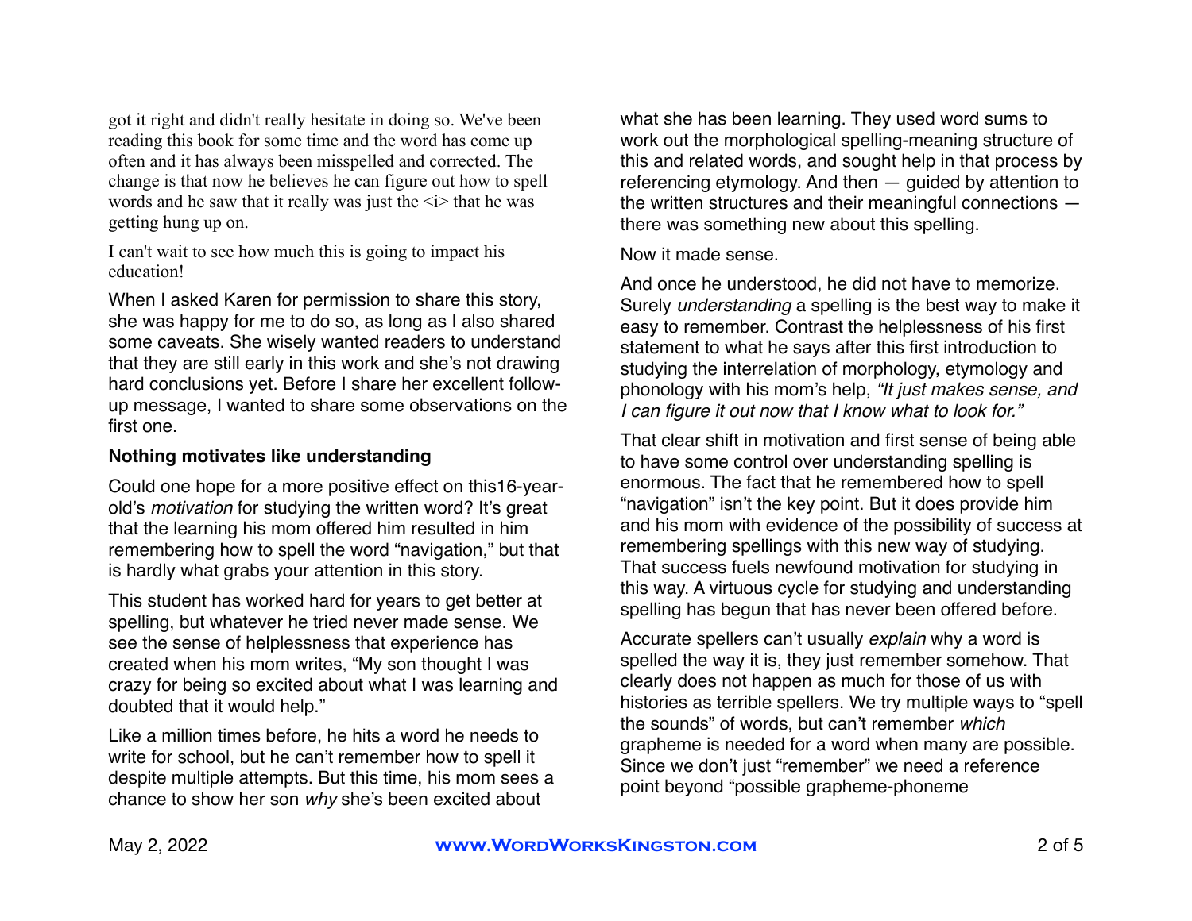got it right and didn't really hesitate in doing so. We've been reading this book for some time and the word has come up often and it has always been misspelled and corrected. The change is that now he believes he can figure out how to spell words and he saw that it really was just the <i> that he was getting hung up on.

I can't wait to see how much this is going to impact his education!

When I asked Karen for permission to share this story, she was happy for me to do so, as long as I also shared some caveats. She wisely wanted readers to understand that they are still early in this work and she's not drawing hard conclusions yet. Before I share her excellent follow-up message, I wanted to share some observations on the first one.

**Nothing motivates like understanding**

Could one hope for a more positive effect on this16-year-old's *motivation* for studying the written word? It's great that the learning his mom offered him resulted in him remembering how to spell the word "navigation," but that is hardly what grabs your attention in this story.

This student has worked hard for years to get better at spelling, but whatever he tried never made sense. We see the sense of helplessness that experience has created when his mom writes, "My son thought I was crazy for being so excited about what I was learning and doubted that it would help."

Like a million times before, he hits a word he needs to write for school, but he can't remember how to spell it despite multiple attempts. But this time, his mom sees a chance to show her son *why* she's been excited about what she has been learning. They used word sums to work out the morphological spelling-meaning structure of this and related words, and sought help in that process by referencing etymology. And then — guided by attention to the written structures and their meaningful connections — there was something new about this spelling.

Now it made sense.

And once he understood, he did not have to memorize. Surely *understanding* a spelling is the best way to make it easy to remember. Contrast the helplessness of his first statement to what he says after this first introduction to studying the interrelation of morphology, etymology and phonology with his mom's help, *"It just makes sense, and I can figure it out now that I know what to look for."*

That clear shift in motivation and first sense of being able to have some control over understanding spelling is enormous. The fact that he remembered how to spell "navigation" isn't the key point. But it does provide him and his mom with evidence of the possibility of success at remembering spellings with this new way of studying. That success fuels newfound motivation for studying in this way. A virtuous cycle for studying and understanding spelling has begun that has never been offered before.

Accurate spellers can't usually *explain* why a word is spelled the way it is, they just remember somehow. That clearly does not happen as much for those of us with histories as terrible spellers. We try multiple ways to "spell the sounds" of words, but can't remember *which* grapheme is needed for a word when many are possible. Since we don't just "remember" we need a reference point beyond "possible grapheme-phoneme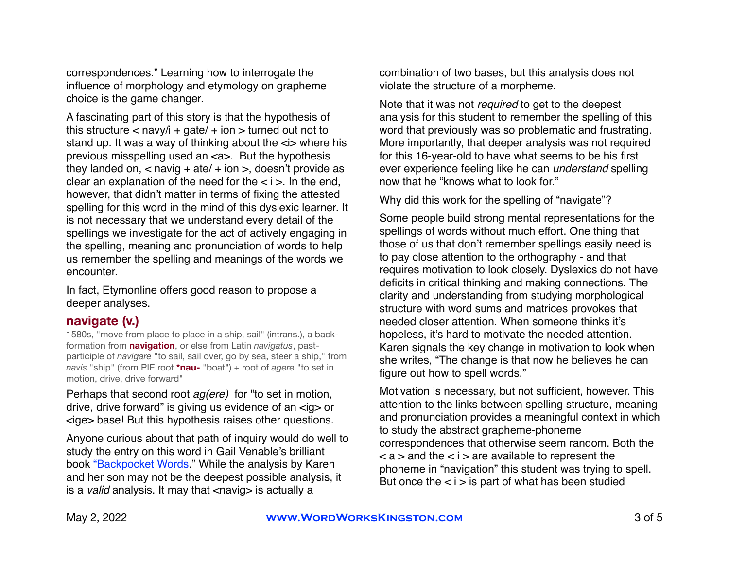correspondences." Learning how to interrogate the influence of morphology and etymology on grapheme choice is the game changer.

A fascinating part of this story is that the hypothesis of this structure < navy/i + gate/ + ion > turned out not to stand up. It was a way of thinking about the <i> where his previous misspelling used an <a>. But the hypothesis they landed on, < navig + ate/ + ion >, doesn't provide as clear an explanation of the need for the < i >. In the end, however, that didn't matter in terms of fixing the attested spelling for this word in the mind of this dyslexic learner. It is not necessary that we understand every detail of the spellings we investigate for the act of actively engaging in the spelling, meaning and pronunciation of words to help us remember the spelling and meanings of the words we encounter.

In fact, Etymonline offers good reason to propose a deeper analyses.

**navigate (v.)**

1580s, "move from place to place in a ship, sail" (intrans.), a back-formation from **navigation**, or else from Latin *navigatus*, past-participle of *navigare* "to sail, sail over, go by sea, steer a ship," from *navis* "ship" (from PIE root ***nau-** "boat") + root of *agere* "to set in motion, drive, drive forward"

Perhaps that second root *ag(ere)* for "to set in motion, drive, drive forward" is giving us evidence of an <ig> or <ige> base! But this hypothesis raises other questions.

Anyone curious about that path of inquiry would do well to study the entry on this word in Gail Venable's brilliant book "Backpocket Words." While the analysis by Karen and her son may not be the deepest possible analysis, it is a *valid* analysis. It may that <navig> is actually a combination of two bases, but this analysis does not violate the structure of a morpheme.

Note that it was not *required* to get to the deepest analysis for this student to remember the spelling of this word that previously was so problematic and frustrating. More importantly, that deeper analysis was not required for this 16-year-old to have what seems to be his first ever experience feeling like he can *understand* spelling now that he "knows what to look for."

Why did this work for the spelling of "navigate"?

Some people build strong mental representations for the spellings of words without much effort. One thing that those of us that don't remember spellings easily need is to pay close attention to the orthography - and that requires motivation to look closely. Dyslexics do not have deficits in critical thinking and making connections. The clarity and understanding from studying morphological structure with word sums and matrices provokes that needed closer attention. When someone thinks it's hopeless, it's hard to motivate the needed attention. Karen signals the key change in motivation to look when she writes, "The change is that now he believes he can figure out how to spell words."

Motivation is necessary, but not sufficient, however. This attention to the links between spelling structure, meaning and pronunciation provides a meaningful context in which to study the abstract grapheme-phoneme correspondences that otherwise seem random. Both the < a > and the < i > are available to represent the phoneme in "navigation" this student was trying to spell. But once the < i > is part of what has been studied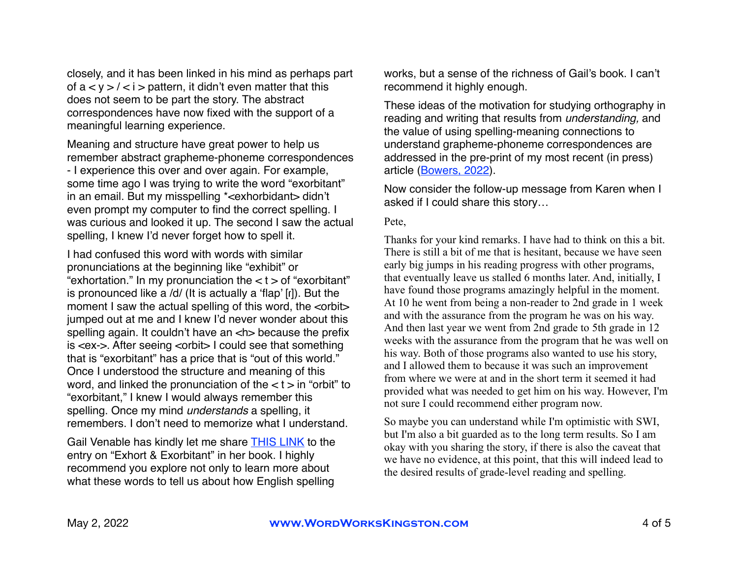closely, and it has been linked in his mind as perhaps part of a < y > / < i > pattern, it didn't even matter that this does not seem to be part the story. The abstract correspondences have now fixed with the support of a meaningful learning experience.

Meaning and structure have great power to help us remember abstract grapheme-phoneme correspondences - I experience this over and over again. For example, some time ago I was trying to write the word "exorbitant" in an email. But my misspelling *<exhorbidant> didn't even prompt my computer to find the correct spelling. I was curious and looked it up. The second I saw the actual spelling, I knew I'd never forget how to spell it.

I had confused this word with words with similar pronunciations at the beginning like "exhibit" or "exhortation." In my pronunciation the < t > of "exorbitant" is pronounced like a /d/ (It is actually a 'flap' [ɾ]). But the moment I saw the actual spelling of this word, the <orbit> jumped out at me and I knew I'd never wonder about this spelling again. It couldn't have an <h> because the prefix is <ex->. After seeing <orbit> I could see that something that is "exorbitant" has a price that is "out of this world." Once I understood the structure and meaning of this word, and linked the pronunciation of the < t > in "orbit" to "exorbitant," I knew I would always remember this spelling. Once my mind *understands* a spelling, it remembers. I don't need to memorize what I understand.

Gail Venable has kindly let me share THIS LINK to the entry on "Exhort & Exorbitant" in her book. I highly recommend you explore not only to learn more about what these words to tell us about how English spelling works, but a sense of the richness of Gail's book. I can't recommend it highly enough.

These ideas of the motivation for studying orthography in reading and writing that results from *understanding,* and the value of using spelling-meaning connections to understand grapheme-phoneme correspondences are addressed in the pre-print of my most recent (in press) article (Bowers, 2022).

Now consider the follow-up message from Karen when I asked if I could share this story…

Pete,

Thanks for your kind remarks. I have had to think on this a bit. There is still a bit of me that is hesitant, because we have seen early big jumps in his reading progress with other programs, that eventually leave us stalled 6 months later. And, initially, I have found those programs amazingly helpful in the moment. At 10 he went from being a non-reader to 2nd grade in 1 week and with the assurance from the program he was on his way. And then last year we went from 2nd grade to 5th grade in 12 weeks with the assurance from the program that he was well on his way. Both of those programs also wanted to use his story, and I allowed them to because it was such an improvement from where we were at and in the short term it seemed it had provided what was needed to get him on his way. However, I'm not sure I could recommend either program now.

So maybe you can understand while I'm optimistic with SWI, but I'm also a bit guarded as to the long term results. So I am okay with you sharing the story, if there is also the caveat that we have no evidence, at this point, that this will indeed lead to the desired results of grade-level reading and spelling.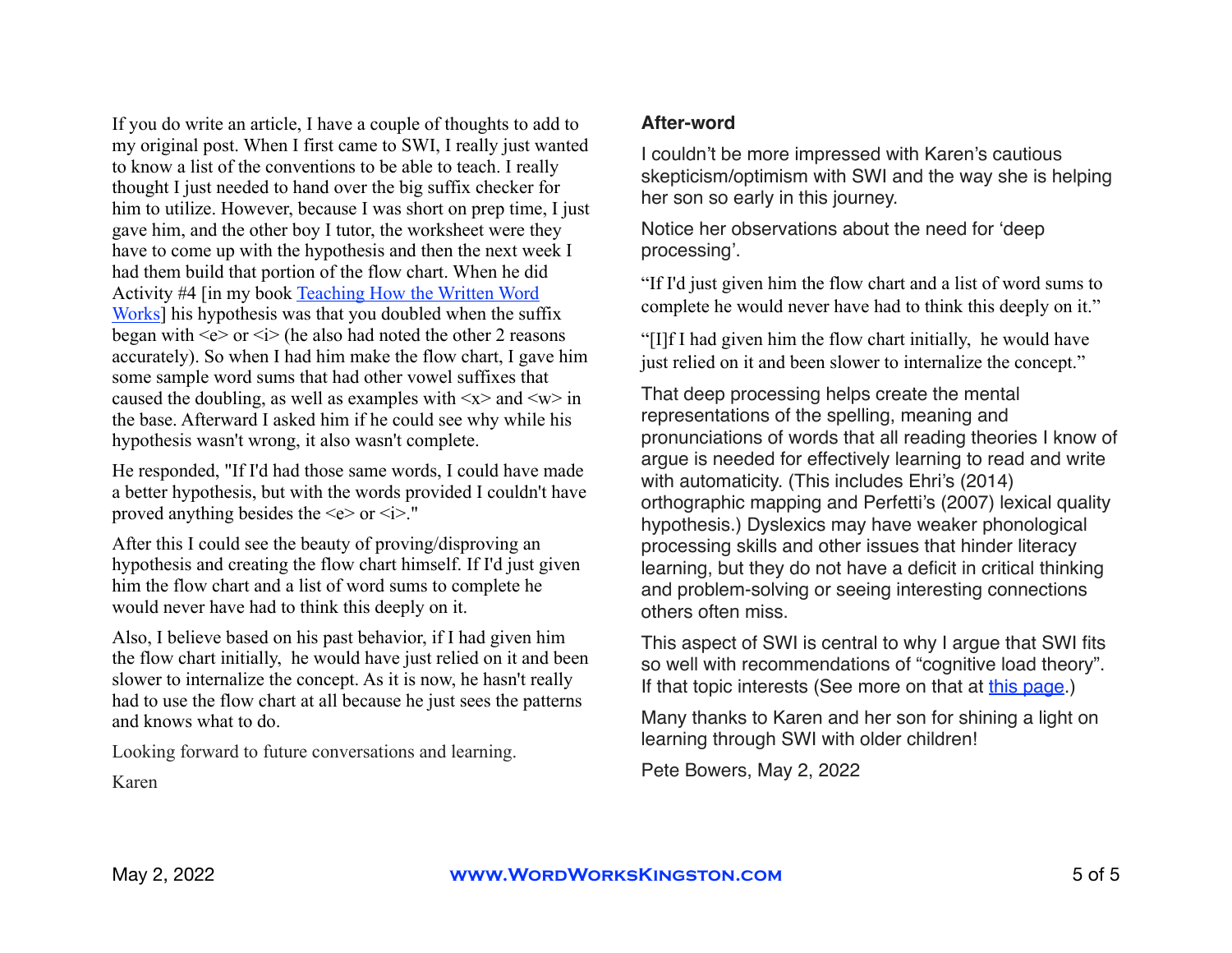If you do write an article, I have a couple of thoughts to add to my original post. When I first came to SWI, I really just wanted to know a list of the conventions to be able to teach. I really thought I just needed to hand over the big suffix checker for him to utilize. However, because I was short on prep time, I just gave him, and the other boy I tutor, the worksheet were they have to come up with the hypothesis and then the next week I had them build that portion of the flow chart. When he did Activity #4 [in my book Teaching How the Written Word Works] his hypothesis was that you doubled when the suffix began with <e> or <i> (he also had noted the other 2 reasons accurately). So when I had him make the flow chart, I gave him some sample word sums that had other vowel suffixes that caused the doubling, as well as examples with <x> and <w> in the base. Afterward I asked him if he could see why while his hypothesis wasn't wrong, it also wasn't complete.

He responded, "If I'd had those same words, I could have made a better hypothesis, but with the words provided I couldn't have proved anything besides the <e> or <i>."

After this I could see the beauty of proving/disproving an hypothesis and creating the flow chart himself. If I'd just given him the flow chart and a list of word sums to complete he would never have had to think this deeply on it.

Also, I believe based on his past behavior, if I had given him the flow chart initially, he would have just relied on it and been slower to internalize the concept. As it is now, he hasn't really had to use the flow chart at all because he just sees the patterns and knows what to do.

Looking forward to future conversations and learning.

Karen

## After-word

I couldn't be more impressed with Karen's cautious skepticism/optimism with SWI and the way she is helping her son so early in this journey.

Notice her observations about the need for 'deep processing'.

"If I'd just given him the flow chart and a list of word sums to complete he would never have had to think this deeply on it."

"[I]f I had given him the flow chart initially, he would have just relied on it and been slower to internalize the concept."

That deep processing helps create the mental representations of the spelling, meaning and pronunciations of words that all reading theories I know of argue is needed for effectively learning to read and write with automaticity. (This includes Ehri's (2014) orthographic mapping and Perfetti's (2007) lexical quality hypothesis.) Dyslexics may have weaker phonological processing skills and other issues that hinder literacy learning, but they do not have a deficit in critical thinking and problem-solving or seeing interesting connections others often miss.

This aspect of SWI is central to why I argue that SWI fits so well with recommendations of "cognitive load theory". If that topic interests (See more on that at this page.)

Many thanks to Karen and her son for shining a light on learning through SWI with older children!

Pete Bowers, May 2, 2022